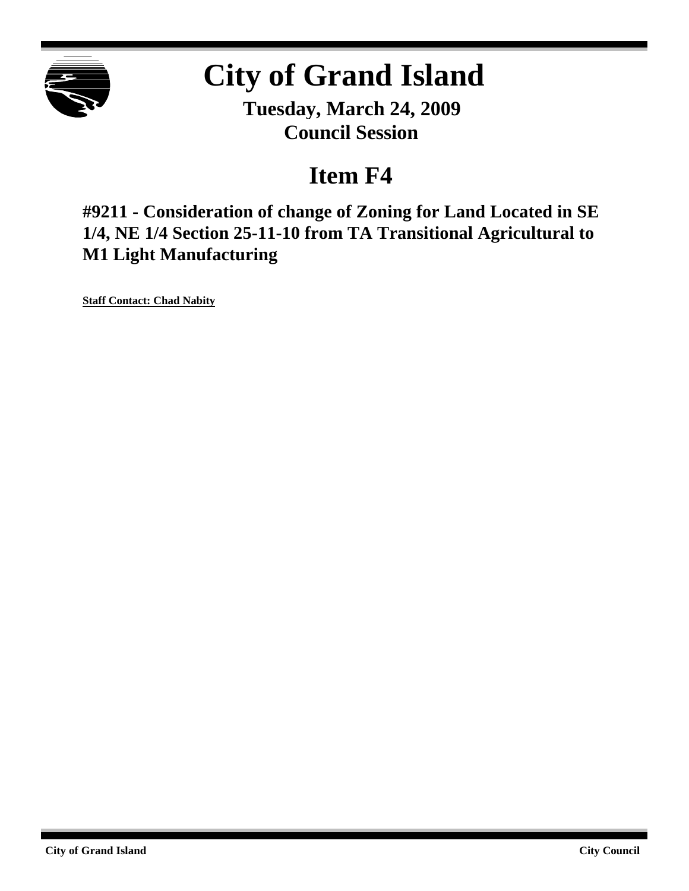# City of Grand Island

**Tuesday, March 24, 2009**
**Council Session**

## Item F4

**#9211 - Consideration of change of Zoning for Land Located in SE 1/4, NE 1/4 Section 25-11-10 from TA Transitional Agricultural to M1 Light Manufacturing**

**Staff Contact: Chad Nabity**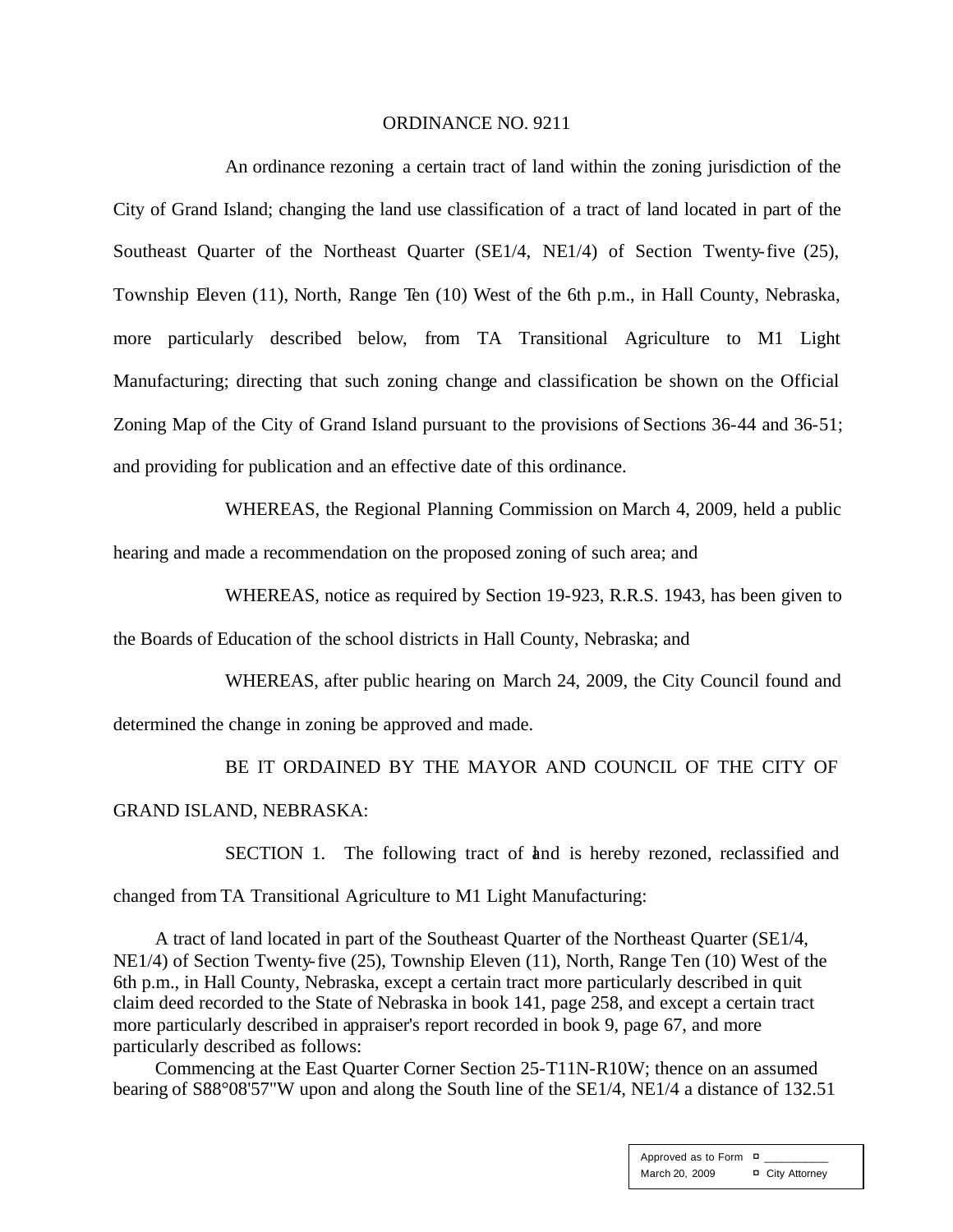ORDINANCE NO. 9211

An ordinance rezoning a certain tract of land within the zoning jurisdiction of the City of Grand Island; changing the land use classification of a tract of land located in part of the Southeast Quarter of the Northeast Quarter (SE1/4, NE1/4) of Section Twenty-five (25), Township Eleven (11), North, Range Ten (10) West of the 6th p.m., in Hall County, Nebraska, more particularly described below, from TA Transitional Agriculture to M1 Light Manufacturing; directing that such zoning change and classification be shown on the Official Zoning Map of the City of Grand Island pursuant to the provisions of Sections 36-44 and 36-51; and providing for publication and an effective date of this ordinance.

WHEREAS, the Regional Planning Commission on March 4, 2009, held a public hearing and made a recommendation on the proposed zoning of such area; and

WHEREAS, notice as required by Section 19-923, R.R.S. 1943, has been given to the Boards of Education of the school districts in Hall County, Nebraska; and

WHEREAS, after public hearing on March 24, 2009, the City Council found and determined the change in zoning be approved and made.

BE IT ORDAINED BY THE MAYOR AND COUNCIL OF THE CITY OF GRAND ISLAND, NEBRASKA:

SECTION 1. The following tract of land is hereby rezoned, reclassified and changed from TA Transitional Agriculture to M1 Light Manufacturing:

A tract of land located in part of the Southeast Quarter of the Northeast Quarter (SE1/4, NE1/4) of Section Twenty-five (25), Township Eleven (11), North, Range Ten (10) West of the 6th p.m., in Hall County, Nebraska, except a certain tract more particularly described in quit claim deed recorded to the State of Nebraska in book 141, page 258, and except a certain tract more particularly described in appraiser's report recorded in book 9, page 67, and more particularly described as follows:

Commencing at the East Quarter Corner Section 25-T11N-R10W; thence on an assumed bearing of S88°08'57"W upon and along the South line of the SE1/4, NE1/4 a distance of 132.51

| Approved as to Form | ¤ __________ |
|---|---|
| March 20, 2009 | ¤ City Attorney |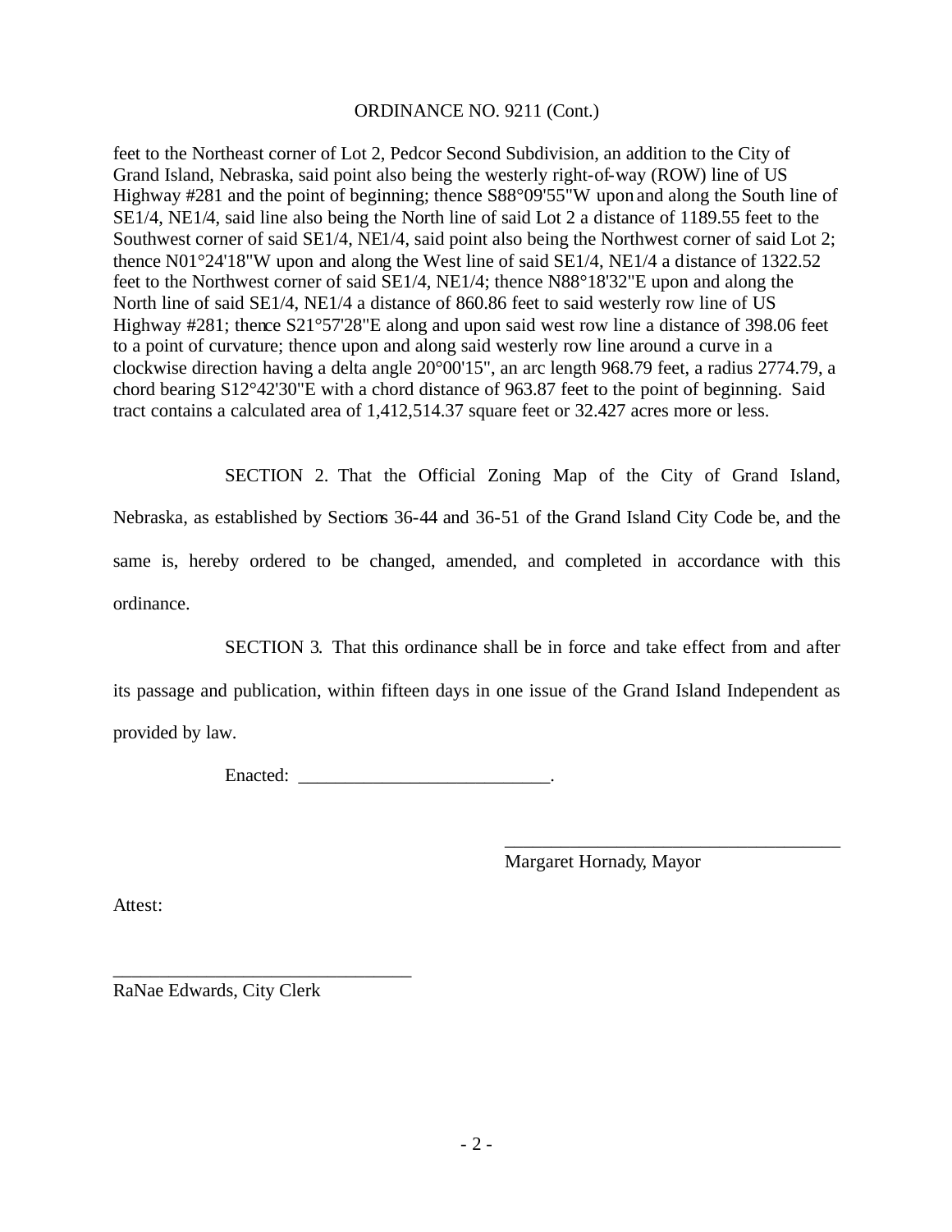ORDINANCE NO. 9211 (Cont.)

feet to the Northeast corner of Lot 2, Pedcor Second Subdivision, an addition to the City of Grand Island, Nebraska, said point also being the westerly right-of-way (ROW) line of US Highway #281 and the point of beginning; thence S88°09'55"W upon and along the South line of SE1/4, NE1/4, said line also being the North line of said Lot 2 a distance of 1189.55 feet to the Southwest corner of said SE1/4, NE1/4, said point also being the Northwest corner of said Lot 2; thence N01°24'18"W upon and along the West line of said SE1/4, NE1/4 a distance of 1322.52 feet to the Northwest corner of said SE1/4, NE1/4; thence N88°18'32"E upon and along the North line of said SE1/4, NE1/4 a distance of 860.86 feet to said westerly row line of US Highway #281; thence S21°57'28"E along and upon said west row line a distance of 398.06 feet to a point of curvature; thence upon and along said westerly row line around a curve in a clockwise direction having a delta angle 20°00'15", an arc length 968.79 feet, a radius 2774.79, a chord bearing S12°42'30"E with a chord distance of 963.87 feet to the point of beginning. Said tract contains a calculated area of 1,412,514.37 square feet or 32.427 acres more or less.

SECTION 2. That the Official Zoning Map of the City of Grand Island, Nebraska, as established by Sections 36-44 and 36-51 of the Grand Island City Code be, and the same is, hereby ordered to be changed, amended, and completed in accordance with this ordinance.

SECTION 3. That this ordinance shall be in force and take effect from and after its passage and publication, within fifteen days in one issue of the Grand Island Independent as provided by law.

Enacted: ___________________________.

____________________________________
Margaret Hornady, Mayor

Attest:

________________________________
RaNae Edwards, City Clerk